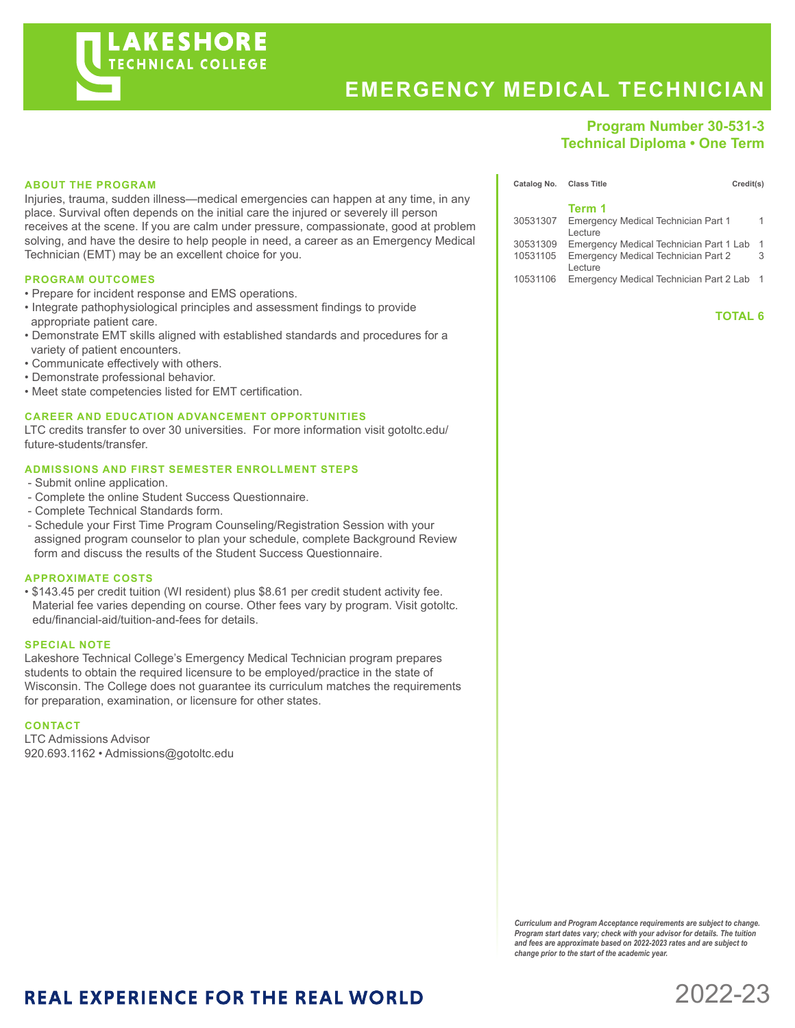# LAKESHORE TECHNICAL COLLEGE

# EMERGENCY MEDICAL TECHNICIAN

**Program Number 30-531-3**
**Technical Diploma • One Term**

## ABOUT THE PROGRAM

Injuries, trauma, sudden illness—medical emergencies can happen at any time, in any place. Survival often depends on the initial care the injured or severely ill person receives at the scene. If you are calm under pressure, compassionate, good at problem solving, and have the desire to help people in need, a career as an Emergency Medical Technician (EMT) may be an excellent choice for you.

## PROGRAM OUTCOMES

- Prepare for incident response and EMS operations.
- Integrate pathophysiological principles and assessment findings to provide appropriate patient care.
- Demonstrate EMT skills aligned with established standards and procedures for a variety of patient encounters.
- Communicate effectively with others.
- Demonstrate professional behavior.
- Meet state competencies listed for EMT certification.

## CAREER AND EDUCATION ADVANCEMENT OPPORTUNITIES

LTC credits transfer to over 30 universities. For more information visit gotoltc.edu/future-students/transfer.

## ADMISSIONS AND FIRST SEMESTER ENROLLMENT STEPS

- Submit online application.
- Complete the online Student Success Questionnaire.
- Complete Technical Standards form.
- Schedule your First Time Program Counseling/Registration Session with your assigned program counselor to plan your schedule, complete Background Review form and discuss the results of the Student Success Questionnaire.

## APPROXIMATE COSTS

- $143.45 per credit tuition (WI resident) plus $8.61 per credit student activity fee. Material fee varies depending on course. Other fees vary by program. Visit gotoltc.edu/financial-aid/tuition-and-fees for details.

## SPECIAL NOTE

Lakeshore Technical College's Emergency Medical Technician program prepares students to obtain the required licensure to be employed/practice in the state of Wisconsin. The College does not guarantee its curriculum matches the requirements for preparation, examination, or licensure for other states.

## CONTACT

LTC Admissions Advisor
920.693.1162 • Admissions@gotoltc.edu

| Catalog No. | Class Title | Credit(s) |
|---|---|---|
| | **Term 1** | |
| 30531307 | Emergency Medical Technician Part 1 Lecture | 1 |
| 30531309 | Emergency Medical Technician Part 1 Lab | 1 |
| 10531105 | Emergency Medical Technician Part 2 Lecture | 3 |
| 10531106 | Emergency Medical Technician Part 2 Lab | 1 |
| | **TOTAL** | **6** |

*Curriculum and Program Acceptance requirements are subject to change. Program start dates vary; check with your advisor for details. The tuition and fees are approximate based on 2022-2023 rates and are subject to change prior to the start of the academic year.*

**REAL EXPERIENCE FOR THE REAL WORLD**

2022-23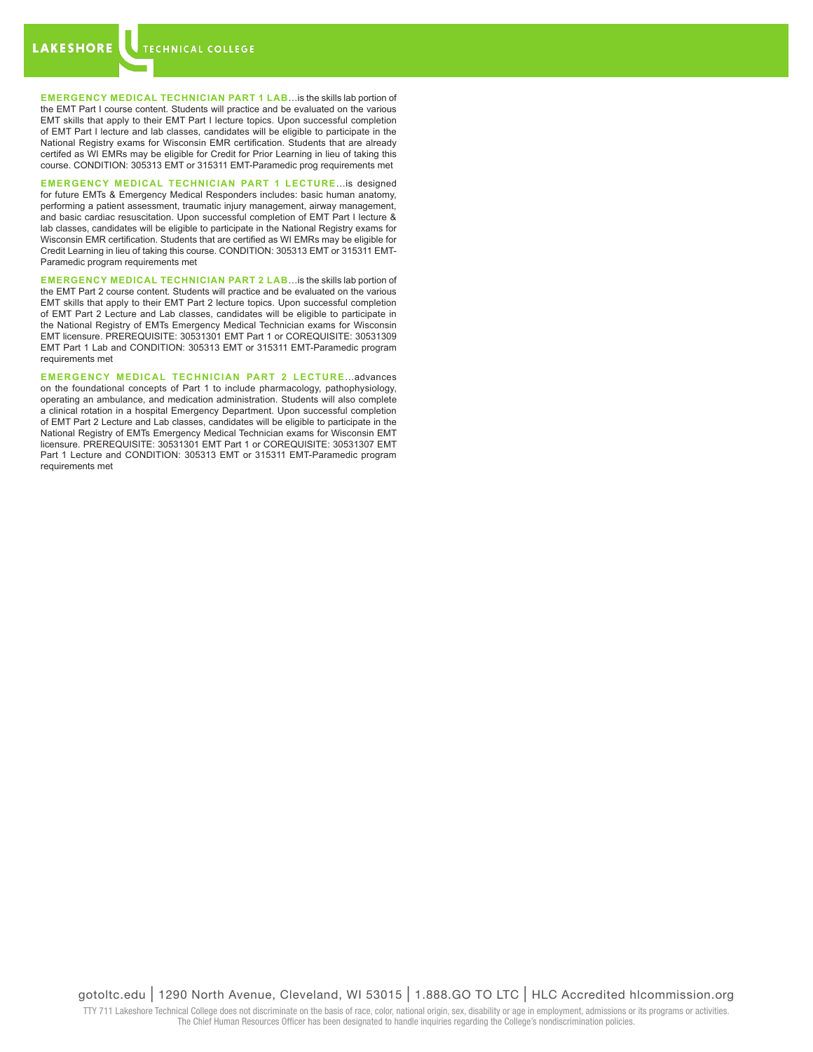**EMERGENCY MEDICAL TECHNICIAN PART 1 LAB**…is the skills lab portion of the EMT Part I course content. Students will practice and be evaluated on the various EMT skills that apply to their EMT Part I lecture topics. Upon successful completion of EMT Part I lecture and lab classes, candidates will be eligible to participate in the National Registry exams for Wisconsin EMR certification. Students that are already certifed as WI EMRs may be eligible for Credit for Prior Learning in lieu of taking this course. CONDITION: 305313 EMT or 315311 EMT-Paramedic prog requirements met

**EMERGENCY MEDICAL TECHNICIAN PART 1 LECTURE**…is designed for future EMTs & Emergency Medical Responders includes: basic human anatomy, performing a patient assessment, traumatic injury management, airway management, and basic cardiac resuscitation. Upon successful completion of EMT Part I lecture & lab classes, candidates will be eligible to participate in the National Registry exams for Wisconsin EMR certification. Students that are certified as WI EMRs may be eligible for Credit Learning in lieu of taking this course. CONDITION: 305313 EMT or 315311 EMT-Paramedic program requirements met

**EMERGENCY MEDICAL TECHNICIAN PART 2 LAB**…is the skills lab portion of the EMT Part 2 course content. Students will practice and be evaluated on the various EMT skills that apply to their EMT Part 2 lecture topics. Upon successful completion of EMT Part 2 Lecture and Lab classes, candidates will be eligible to participate in the National Registry of EMTs Emergency Medical Technician exams for Wisconsin EMT licensure. PREREQUISITE: 30531301 EMT Part 1 or COREQUISITE: 30531309 EMT Part 1 Lab and CONDITION: 305313 EMT or 315311 EMT-Paramedic program requirements met

**EMERGENCY MEDICAL TECHNICIAN PART 2 LECTURE**…advances on the foundational concepts of Part 1 to include pharmacology, pathophysiology, operating an ambulance, and medication administration. Students will also complete a clinical rotation in a hospital Emergency Department. Upon successful completion of EMT Part 2 Lecture and Lab classes, candidates will be eligible to participate in the National Registry of EMTs Emergency Medical Technician exams for Wisconsin EMT licensure. PREREQUISITE: 30531301 EMT Part 1 or COREQUISITE: 30531307 EMT Part 1 Lecture and CONDITION: 305313 EMT or 315311 EMT-Paramedic program requirements met

gotoltc.edu | 1290 North Avenue, Cleveland, WI 53015 | 1.888.GO TO LTC | HLC Accredited hlcommission.org

TTY 711 Lakeshore Technical College does not discriminate on the basis of race, color, national origin, sex, disability or age in employment, admissions or its programs or activities. The Chief Human Resources Officer has been designated to handle inquiries regarding the College's nondiscrimination policies.